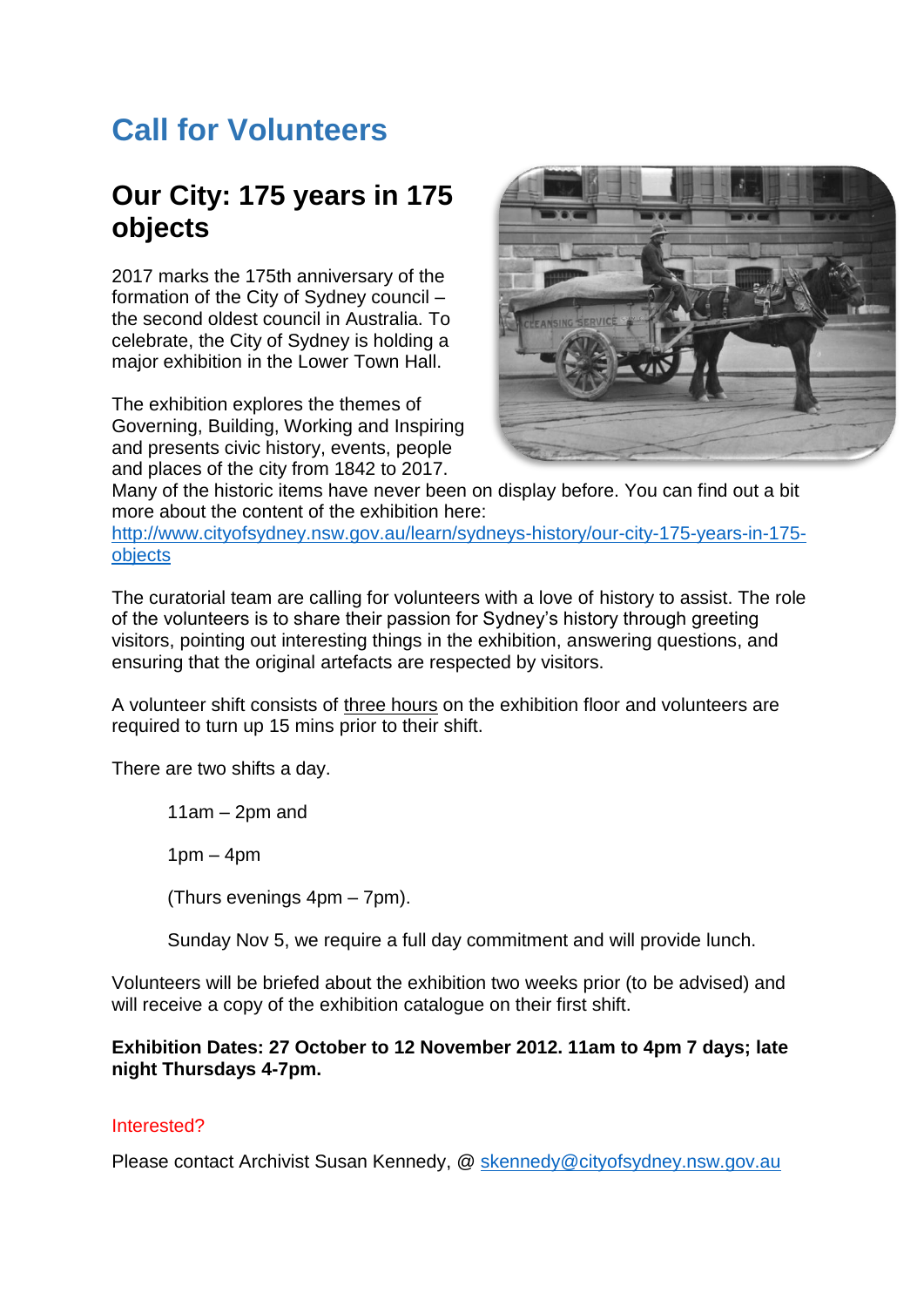# Call for Volunteers

## Our City: 175 years in 175 objects

2017 marks the 175th anniversary of the formation of the City of Sydney council – the second oldest council in Australia. To celebrate, the City of Sydney is holding a major exhibition in the Lower Town Hall.

The exhibition explores the themes of Governing, Building, Working and Inspiring and presents civic history, events, people and places of the city from 1842 to 2017. Many of the historic items have never been on display before. You can find out a bit more about the content of the exhibition here: [http://www.cityofsydney.nsw.gov.au/learn/sydneys-history/our-city-175-years-in-175-objects](http://www.cityofsydney.nsw.gov.au/learn/sydneys-history/our-city-175-years-in-175-objects)

The curatorial team are calling for volunteers with a love of history to assist. The role of the volunteers is to share their passion for Sydney's history through greeting visitors, pointing out interesting things in the exhibition, answering questions, and ensuring that the original artefacts are respected by visitors.

A volunteer shift consists of three hours on the exhibition floor and volunteers are required to turn up 15 mins prior to their shift.

There are two shifts a day.

> 11am – 2pm and
>
> 1pm – 4pm
>
> (Thurs evenings 4pm – 7pm).
>
> Sunday Nov 5, we require a full day commitment and will provide lunch.

Volunteers will be briefed about the exhibition two weeks prior (to be advised) and will receive a copy of the exhibition catalogue on their first shift.

**Exhibition Dates: 27 October to 12 November 2012. 11am to 4pm 7 days; late night Thursdays 4-7pm.**

Interested?

Please contact Archivist Susan Kennedy, @ [skennedy@cityofsydney.nsw.gov.au](mailto:skennedy@cityofsydney.nsw.gov.au)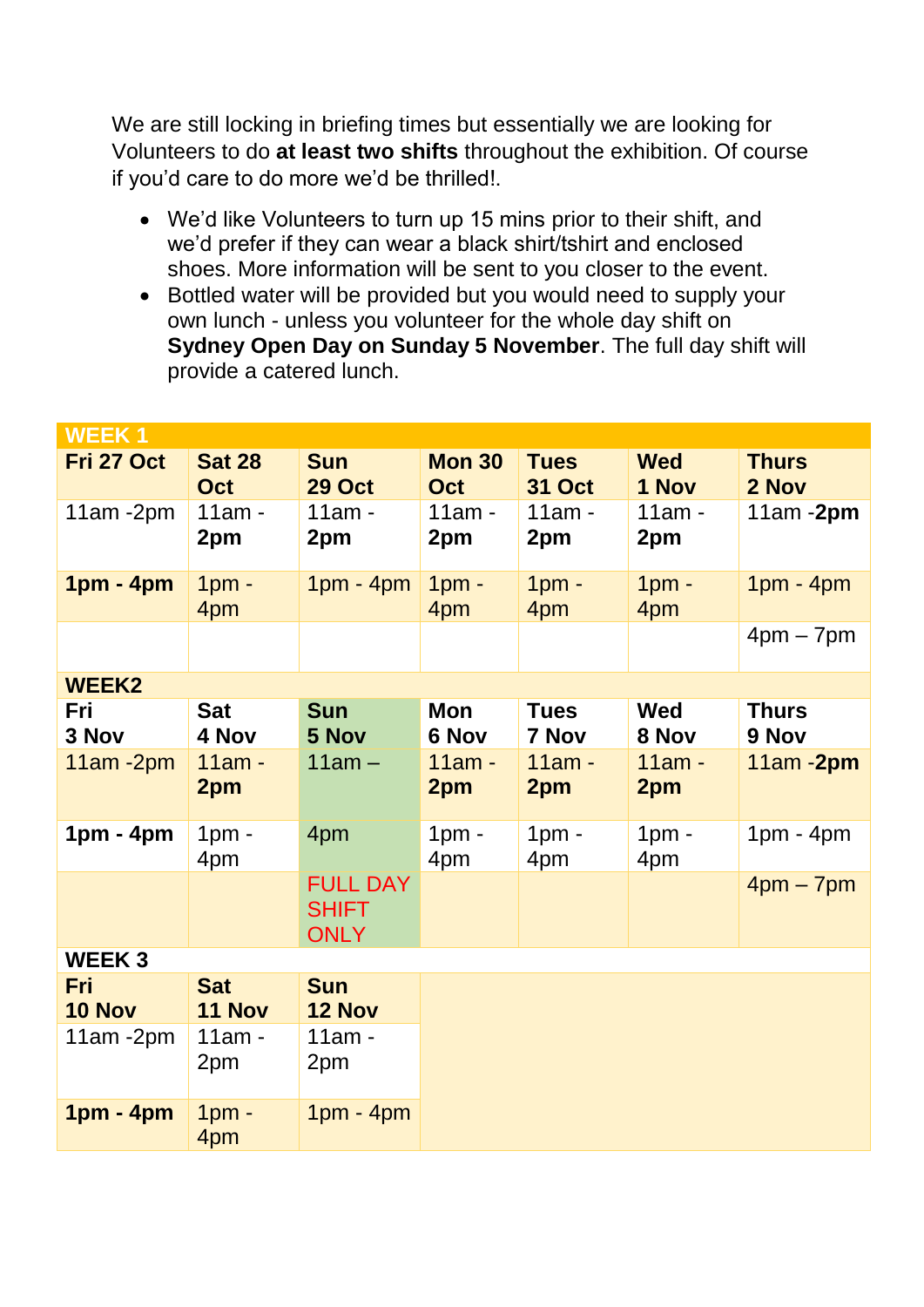We are still locking in briefing times but essentially we are looking for Volunteers to do **at least two shifts** throughout the exhibition. Of course if you'd care to do more we'd be thrilled!.

- We'd like Volunteers to turn up 15 mins prior to their shift, and we'd prefer if they can wear a black shirt/tshirt and enclosed shoes. More information will be sent to you closer to the event.
- Bottled water will be provided but you would need to supply your own lunch - unless you volunteer for the whole day shift on **Sydney Open Day on Sunday 5 November**. The full day shift will provide a catered lunch.

| **WEEK 1** | | | | | | |
|---|---|---|---|---|---|---|
| **Fri 27 Oct** | **Sat 28 Oct** | **Sun 29 Oct** | **Mon 30 Oct** | **Tues 31 Oct** | **Wed 1 Nov** | **Thurs 2 Nov** |
| 11am -2pm | 11am - **2pm** | 11am - **2pm** | 11am - **2pm** | 11am - **2pm** | 11am - **2pm** | 11am -**2pm** |
| **1pm - 4pm** | 1pm - 4pm | 1pm - 4pm | 1pm - 4pm | 1pm - 4pm | 1pm - 4pm | 1pm - 4pm |
| | | | | | | 4pm – 7pm |
| **WEEK2** | | | | | | |
| **Fri 3 Nov** | **Sat 4 Nov** | **Sun 5 Nov** | **Mon 6 Nov** | **Tues 7 Nov** | **Wed 8 Nov** | **Thurs 9 Nov** |
| 11am -2pm | 11am - **2pm** | 11am – | 11am - **2pm** | 11am - **2pm** | 11am - **2pm** | 11am -**2pm** |
| **1pm - 4pm** | 1pm - 4pm | 4pm | 1pm - 4pm | 1pm - 4pm | 1pm - 4pm | 1pm - 4pm |
| | | FULL DAY SHIFT ONLY | | | | 4pm – 7pm |
| **WEEK 3** | | | | | | |
| **Fri 10 Nov** | **Sat 11 Nov** | **Sun 12 Nov** | | | | |
| 11am -2pm | 11am - 2pm | 11am - 2pm | | | | |
| **1pm - 4pm** | 1pm - 4pm | 1pm - 4pm | | | | |